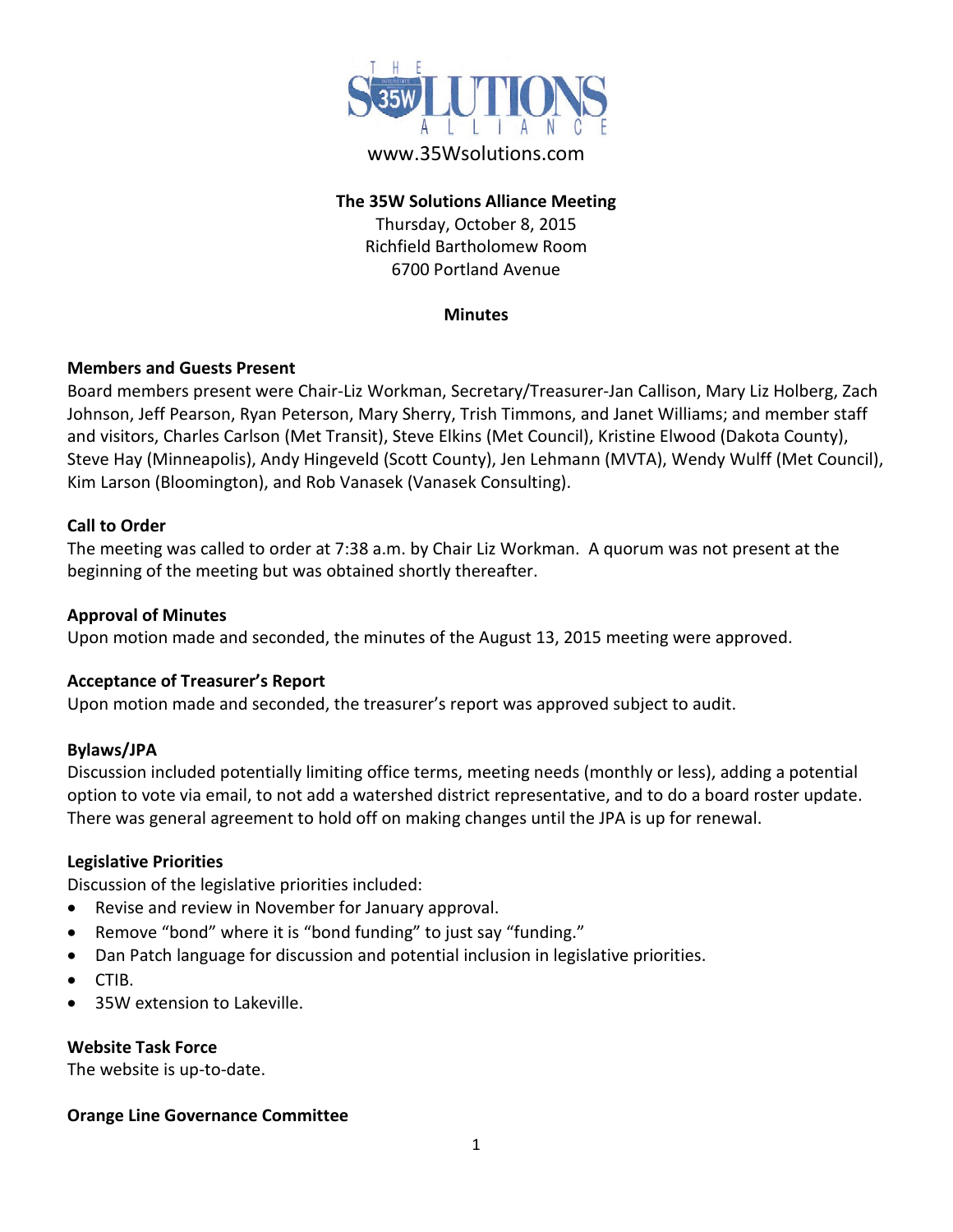www.35Wsolutions.com

**The 35W Solutions Alliance Meeting**
Thursday, October 8, 2015
Richfield Bartholomew Room
6700 Portland Avenue

**Minutes**

**Members and Guests Present**

Board members present were Chair-Liz Workman, Secretary/Treasurer-Jan Callison, Mary Liz Holberg, Zach Johnson, Jeff Pearson, Ryan Peterson, Mary Sherry, Trish Timmons, and Janet Williams; and member staff and visitors, Charles Carlson (Met Transit), Steve Elkins (Met Council), Kristine Elwood (Dakota County), Steve Hay (Minneapolis), Andy Hingeveld (Scott County), Jen Lehmann (MVTA), Wendy Wulff (Met Council), Kim Larson (Bloomington), and Rob Vanasek (Vanasek Consulting).

**Call to Order**

The meeting was called to order at 7:38 a.m. by Chair Liz Workman. A quorum was not present at the beginning of the meeting but was obtained shortly thereafter.

**Approval of Minutes**

Upon motion made and seconded, the minutes of the August 13, 2015 meeting were approved.

**Acceptance of Treasurer's Report**

Upon motion made and seconded, the treasurer's report was approved subject to audit.

**Bylaws/JPA**

Discussion included potentially limiting office terms, meeting needs (monthly or less), adding a potential option to vote via email, to not add a watershed district representative, and to do a board roster update. There was general agreement to hold off on making changes until the JPA is up for renewal.

**Legislative Priorities**

Discussion of the legislative priorities included:

- Revise and review in November for January approval.
- Remove "bond" where it is "bond funding" to just say "funding."
- Dan Patch language for discussion and potential inclusion in legislative priorities.
- CTIB.
- 35W extension to Lakeville.

**Website Task Force**

The website is up-to-date.

**Orange Line Governance Committee**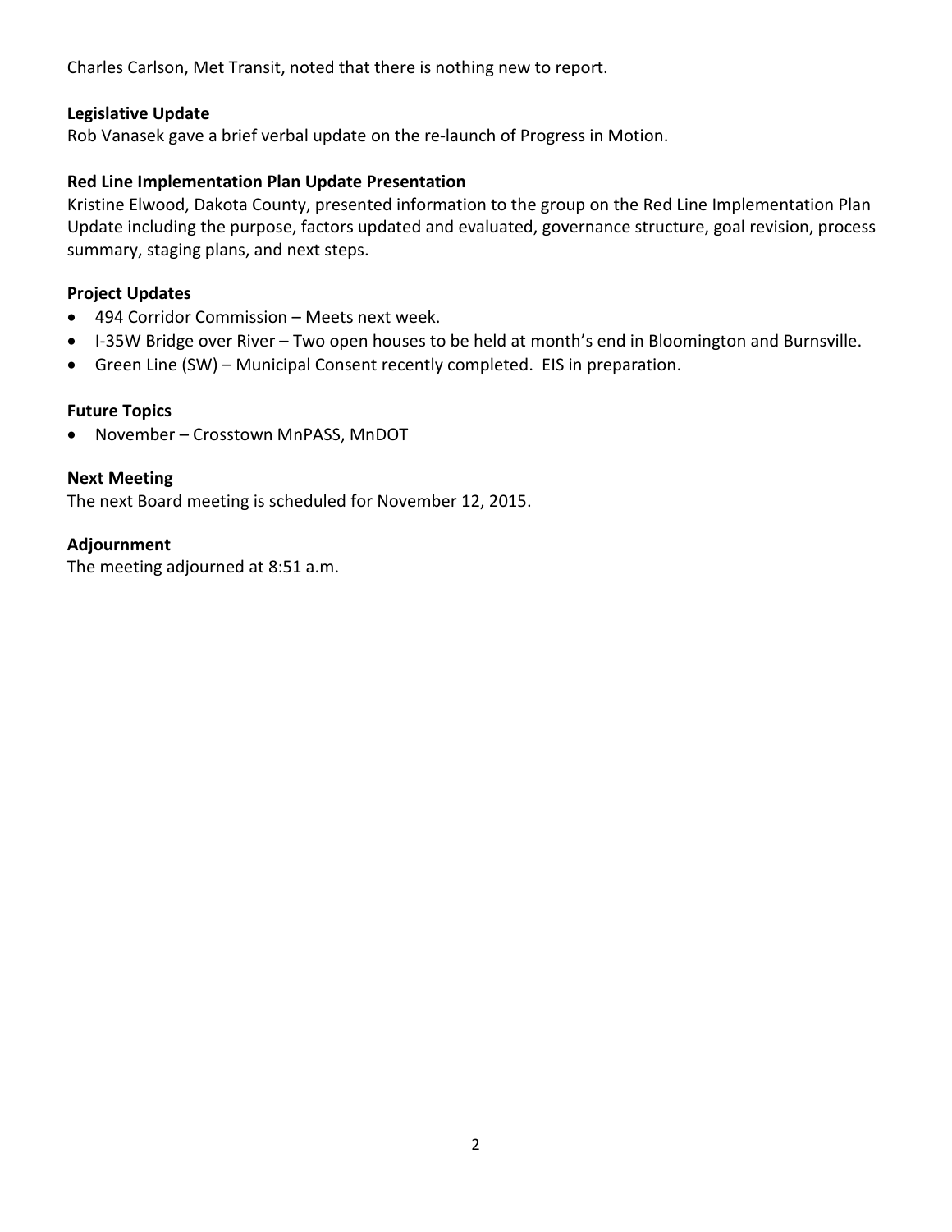Charles Carlson, Met Transit, noted that there is nothing new to report.

**Legislative Update**

Rob Vanasek gave a brief verbal update on the re-launch of Progress in Motion.

**Red Line Implementation Plan Update Presentation**

Kristine Elwood, Dakota County, presented information to the group on the Red Line Implementation Plan Update including the purpose, factors updated and evaluated, governance structure, goal revision, process summary, staging plans, and next steps.

**Project Updates**

- 494 Corridor Commission – Meets next week.
- I-35W Bridge over River – Two open houses to be held at month's end in Bloomington and Burnsville.
- Green Line (SW) – Municipal Consent recently completed. EIS in preparation.

**Future Topics**

- November – Crosstown MnPASS, MnDOT

**Next Meeting**

The next Board meeting is scheduled for November 12, 2015.

**Adjournment**

The meeting adjourned at 8:51 a.m.